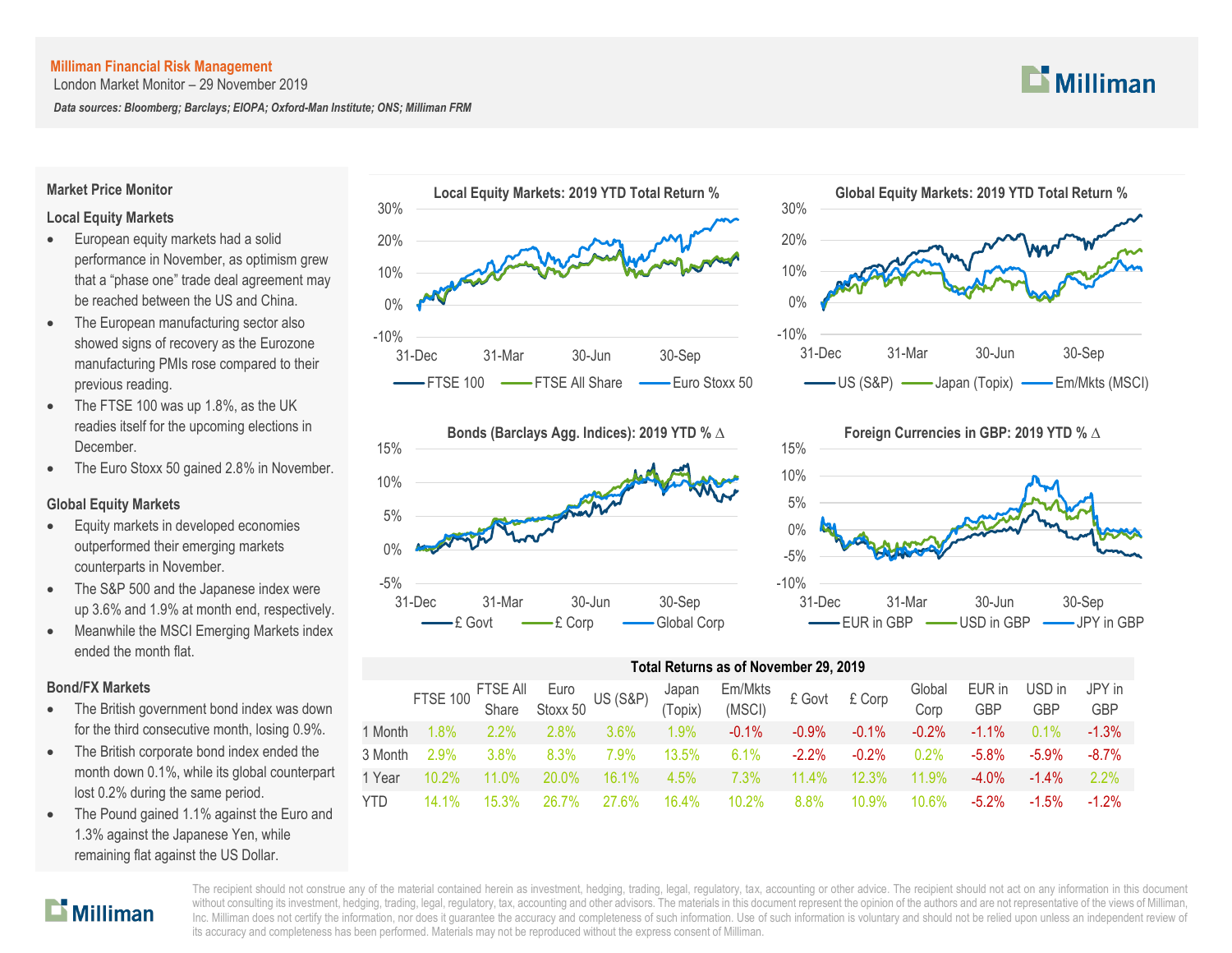**Milliman Financial Risk Management**

London Market Monitor – 29 November 2019

*Data sources: Bloomberg; Barclays; EIOPA; Oxford-Man Institute; ONS; Milliman FRM*

## Market Price Monitor

### Local Equity Markets

- European equity markets had a solid performance in November, as optimism grew that a "phase one" trade deal agreement may be reached between the US and China.
- The European manufacturing sector also showed signs of recovery as the Eurozone manufacturing PMIs rose compared to their previous reading.
- The FTSE 100 was up 1.8%, as the UK readies itself for the upcoming elections in December.
- The Euro Stoxx 50 gained 2.8% in November.

### Global Equity Markets

- Equity markets in developed economies outperformed their emerging markets counterparts in November.
- The S&P 500 and the Japanese index were up 3.6% and 1.9% at month end, respectively.
- Meanwhile the MSCI Emerging Markets index ended the month flat.

### Bond/FX Markets

- The British government bond index was down for the third consecutive month, losing 0.9%.
- The British corporate bond index ended the month down 0.1%, while its global counterpart lost 0.2% during the same period.
- The Pound gained 1.1% against the Euro and 1.3% against the Japanese Yen, while remaining flat against the US Dollar.

**Local Equity Markets: 2019 YTD Total Return %**

**Global Equity Markets: 2019 YTD Total Return %**

**Bonds (Barclays Agg. Indices): 2019 YTD % Δ**

**Foreign Currencies in GBP: 2019 YTD % Δ**

**Total Returns as of November 29, 2019**

| | FTSE 100 | FTSE All Share | Euro Stoxx 50 | US (S&P) | Japan (Topix) | Em/Mkts (MSCI) | £ Govt | £ Corp | Global Corp | EUR in GBP | USD in GBP | JPY in GBP |
|---|---|---|---|---|---|---|---|---|---|---|---|---|
| 1 Month | 1.8% | 2.2% | 2.8% | 3.6% | 1.9% | -0.1% | -0.9% | -0.1% | -0.2% | -1.1% | 0.1% | -1.3% |
| 3 Month | 2.9% | 3.8% | 8.3% | 7.9% | 13.5% | 6.1% | -2.2% | -0.2% | 0.2% | -5.8% | -5.9% | -8.7% |
| 1 Year | 10.2% | 11.0% | 20.0% | 16.1% | 4.5% | 7.3% | 11.4% | 12.3% | 11.9% | -4.0% | -1.4% | 2.2% |
| YTD | 14.1% | 15.3% | 26.7% | 27.6% | 16.4% | 10.2% | 8.8% | 10.9% | 10.6% | -5.2% | -1.5% | -1.2% |

The recipient should not construe any of the material contained herein as investment, hedging, trading, legal, regulatory, tax, accounting or other advice. The recipient should not act on any information in this document without consulting its investment, hedging, trading, legal, regulatory, tax, accounting and other advisors. The materials in this document represent the opinion of the authors and are not representative of the views of Milliman, Inc. Milliman does not certify the information, nor does it guarantee the accuracy and completeness of such information. Use of such information is voluntary and should not be relied upon unless an independent review of its accuracy and completeness has been performed. Materials may not be reproduced without the express consent of Milliman.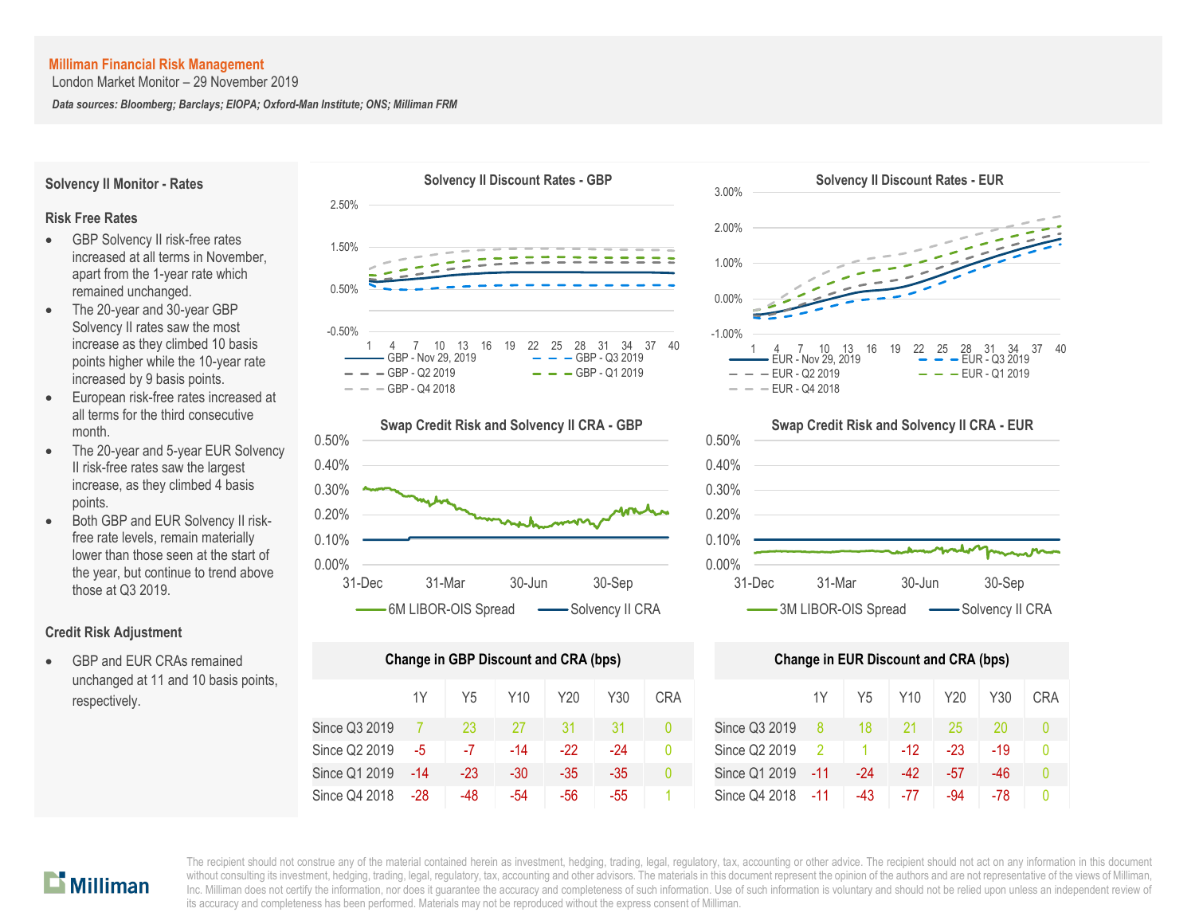**Milliman Financial Risk Management**

London Market Monitor – 29 November 2019

***Data sources: Bloomberg; Barclays; EIOPA; Oxford-Man Institute; ONS; Milliman FRM***

## Solvency II Monitor - Rates

### Risk Free Rates

- GBP Solvency II risk-free rates increased at all terms in November, apart from the 1-year rate which remained unchanged.
- The 20-year and 30-year GBP Solvency II rates saw the most increase as they climbed 10 basis points higher while the 10-year rate increased by 9 basis points.
- European risk-free rates increased at all terms for the third consecutive month.
- The 20-year and 5-year EUR Solvency II risk-free rates saw the largest increase, as they climbed 4 basis points.
- Both GBP and EUR Solvency II risk-free rate levels, remain materially lower than those seen at the start of the year, but continue to trend above those at Q3 2019.

### Credit Risk Adjustment

- GBP and EUR CRAs remained unchanged at 11 and 10 basis points, respectively.

**Solvency II Discount Rates - GBP**

**Solvency II Discount Rates - EUR**

**Swap Credit Risk and Solvency II CRA - GBP**

**Swap Credit Risk and Solvency II CRA - EUR**

**Change in GBP Discount and CRA (bps)**

| | 1Y | Y5 | Y10 | Y20 | Y30 | CRA |
|---|---|---|---|---|---|---|
| Since Q3 2019 | 7 | 23 | 27 | 31 | 31 | 0 |
| Since Q2 2019 | -5 | -7 | -14 | -22 | -24 | 0 |
| Since Q1 2019 | -14 | -23 | -30 | -35 | -35 | 0 |
| Since Q4 2018 | -28 | -48 | -54 | -56 | -55 | 1 |

**Change in EUR Discount and CRA (bps)**

| | 1Y | Y5 | Y10 | Y20 | Y30 | CRA |
|---|---|---|---|---|---|---|
| Since Q3 2019 | 8 | 18 | 21 | 25 | 20 | 0 |
| Since Q2 2019 | 2 | 1 | -12 | -23 | -19 | 0 |
| Since Q1 2019 | -11 | -24 | -42 | -57 | -46 | 0 |
| Since Q4 2018 | -11 | -43 | -77 | -94 | -78 | 0 |

The recipient should not construe any of the material contained herein as investment, hedging, trading, legal, regulatory, tax, accounting or other advice. The recipient should not act on any information in this document without consulting its investment, hedging, trading, legal, regulatory, tax, accounting and other advisors. The materials in this document represent the opinion of the authors and are not representative of the views of Milliman, Inc. Milliman does not certify the information, nor does it guarantee the accuracy and completeness of such information. Use of such information is voluntary and should not be relied upon unless an independent review of its accuracy and completeness has been performed. Materials may not be reproduced without the express consent of Milliman.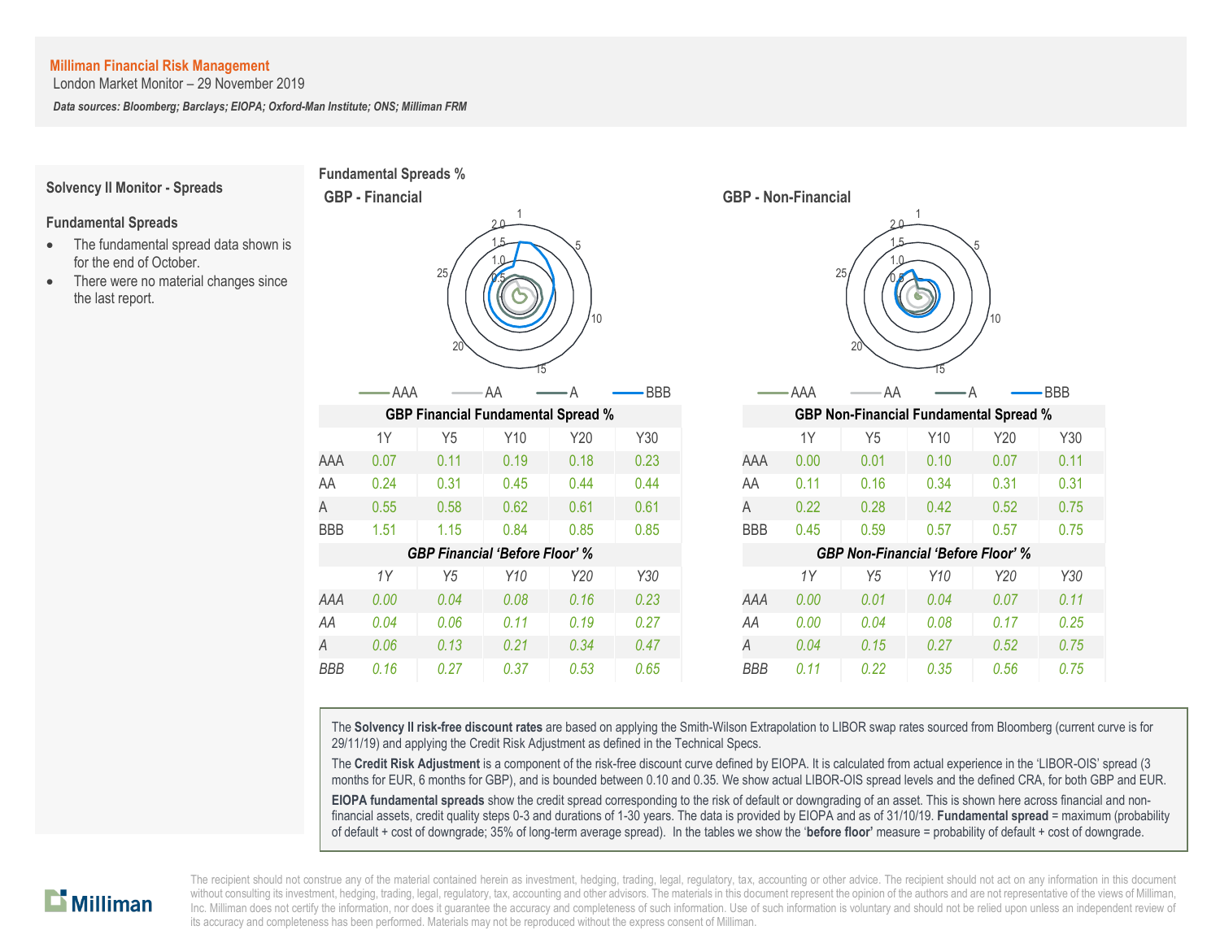**Milliman Financial Risk Management**
London Market Monitor – 29 November 2019

***Data sources: Bloomberg; Barclays; EIOPA; Oxford-Man Institute; ONS; Milliman FRM***

## Solvency II Monitor - Spreads

### Fundamental Spreads

- The fundamental spread data shown is for the end of October.
- There were no material changes since the last report.

## Fundamental Spreads %

### GBP - Financial

### GBP - Non-Financial

**GBP Financial Fundamental Spread %**

| | 1Y | Y5 | Y10 | Y20 | Y30 |
|---|---|---|---|---|---|
| AAA | 0.07 | 0.11 | 0.19 | 0.18 | 0.23 |
| AA | 0.24 | 0.31 | 0.45 | 0.44 | 0.44 |
| A | 0.55 | 0.58 | 0.62 | 0.61 | 0.61 |
| BBB | 1.51 | 1.15 | 0.84 | 0.85 | 0.85 |

***GBP Financial 'Before Floor' %***

| | *1Y* | *Y5* | *Y10* | *Y20* | *Y30* |
|---|---|---|---|---|---|
| *AAA* | *0.00* | *0.04* | *0.08* | *0.16* | *0.23* |
| *AA* | *0.04* | *0.06* | *0.11* | *0.19* | *0.27* |
| *A* | *0.06* | *0.13* | *0.21* | *0.34* | *0.47* |
| *BBB* | *0.16* | *0.27* | *0.37* | *0.53* | *0.65* |

**GBP Non-Financial Fundamental Spread %**

| | 1Y | Y5 | Y10 | Y20 | Y30 |
|---|---|---|---|---|---|
| AAA | 0.00 | 0.01 | 0.10 | 0.07 | 0.11 |
| AA | 0.11 | 0.16 | 0.34 | 0.31 | 0.31 |
| A | 0.22 | 0.28 | 0.42 | 0.52 | 0.75 |
| BBB | 0.45 | 0.59 | 0.57 | 0.57 | 0.75 |

***GBP Non-Financial 'Before Floor' %***

| | *1Y* | *Y5* | *Y10* | *Y20* | *Y30* |
|---|---|---|---|---|---|
| *AAA* | *0.00* | *0.01* | *0.04* | *0.07* | *0.11* |
| *AA* | *0.00* | *0.04* | *0.08* | *0.17* | *0.25* |
| *A* | *0.04* | *0.15* | *0.27* | *0.52* | *0.75* |
| *BBB* | *0.11* | *0.22* | *0.35* | *0.56* | *0.75* |

The **Solvency II risk-free discount rates** are based on applying the Smith-Wilson Extrapolation to LIBOR swap rates sourced from Bloomberg (current curve is for 29/11/19) and applying the Credit Risk Adjustment as defined in the Technical Specs.

The **Credit Risk Adjustment** is a component of the risk-free discount curve defined by EIOPA. It is calculated from actual experience in the 'LIBOR-OIS' spread (3 months for EUR, 6 months for GBP), and is bounded between 0.10 and 0.35. We show actual LIBOR-OIS spread levels and the defined CRA, for both GBP and EUR.

**EIOPA fundamental spreads** show the credit spread corresponding to the risk of default or downgrading of an asset. This is shown here across financial and non-financial assets, credit quality steps 0-3 and durations of 1-30 years. The data is provided by EIOPA and as of 31/10/19. **Fundamental spread** = maximum (probability of default + cost of downgrade; 35% of long-term average spread). In the tables we show the '**before floor**' measure = probability of default + cost of downgrade.

The recipient should not construe any of the material contained herein as investment, hedging, trading, legal, regulatory, tax, accounting or other advice. The recipient should not act on any information in this document without consulting its investment, hedging, trading, legal, regulatory, tax, accounting and other advisors. The materials in this document represent the opinion of the authors and are not representative of the views of Milliman, Inc. Milliman does not certify the information, nor does it guarantee the accuracy and completeness of such information. Use of such information is voluntary and should not be relied upon unless an independent review of its accuracy and completeness has been performed. Materials may not be reproduced without the express consent of Milliman.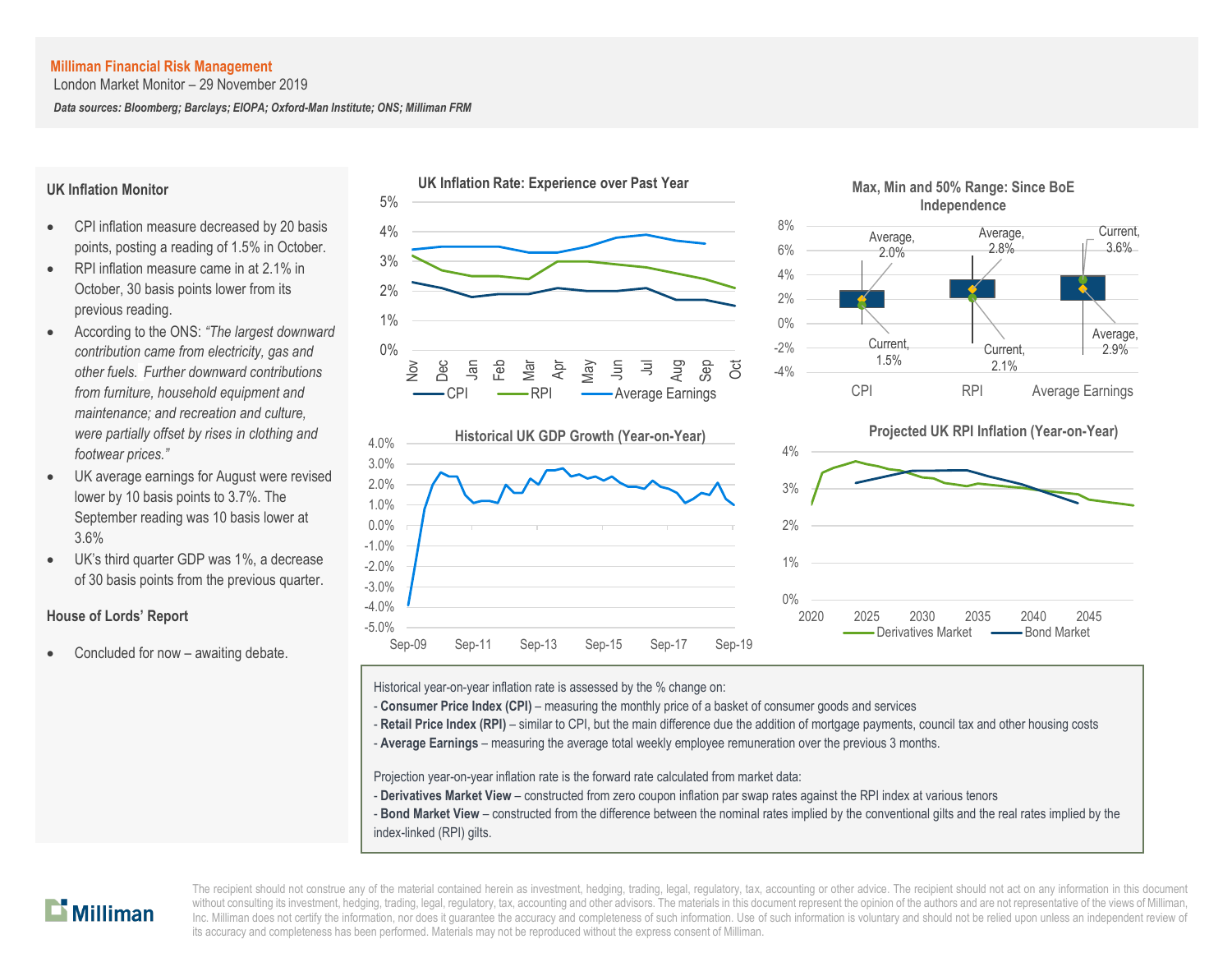**Milliman Financial Risk Management**
London Market Monitor – 29 November 2019

***Data sources: Bloomberg; Barclays; EIOPA; Oxford-Man Institute; ONS; Milliman FRM***

## UK Inflation Monitor

- CPI inflation measure decreased by 20 basis points, posting a reading of 1.5% in October.
- RPI inflation measure came in at 2.1% in October, 30 basis points lower from its previous reading.
- According to the ONS: *"The largest downward contribution came from electricity, gas and other fuels. Further downward contributions from furniture, household equipment and maintenance; and recreation and culture, were partially offset by rises in clothing and footwear prices."*
- UK average earnings for August were revised lower by 10 basis points to 3.7%. The September reading was 10 basis lower at 3.6%
- UK's third quarter GDP was 1%, a decrease of 30 basis points from the previous quarter.

## House of Lords' Report

- Concluded for now – awaiting debate.

**UK Inflation Rate: Experience over Past Year**

**Max, Min and 50% Range: Since BoE Independence**

| | Average | Current |
|---|---|---|
| CPI | 2.0% | 1.5% |
| RPI | 2.8% | 2.1% |
| Average Earnings | 2.9% | 3.6% |

**Historical UK GDP Growth (Year-on-Year)**

**Projected UK RPI Inflation (Year-on-Year)**

Historical year-on-year inflation rate is assessed by the % change on:
- **Consumer Price Index (CPI)** – measuring the monthly price of a basket of consumer goods and services
- **Retail Price Index (RPI)** – similar to CPI, but the main difference due the addition of mortgage payments, council tax and other housing costs
- **Average Earnings** – measuring the average total weekly employee remuneration over the previous 3 months.

Projection year-on-year inflation rate is the forward rate calculated from market data:
- **Derivatives Market View** – constructed from zero coupon inflation par swap rates against the RPI index at various tenors
- **Bond Market View** – constructed from the difference between the nominal rates implied by the conventional gilts and the real rates implied by the index-linked (RPI) gilts.

The recipient should not construe any of the material contained herein as investment, hedging, trading, legal, regulatory, tax, accounting or other advice. The recipient should not act on any information in this document without consulting its investment, hedging, trading, legal, regulatory, tax, accounting and other advisors. The materials in this document represent the opinion of the authors and are not representative of the views of Milliman, Inc. Milliman does not certify the information, nor does it guarantee the accuracy and completeness of such information. Use of such information is voluntary and should not be relied upon unless an independent review of its accuracy and completeness has been performed. Materials may not be reproduced without the express consent of Milliman.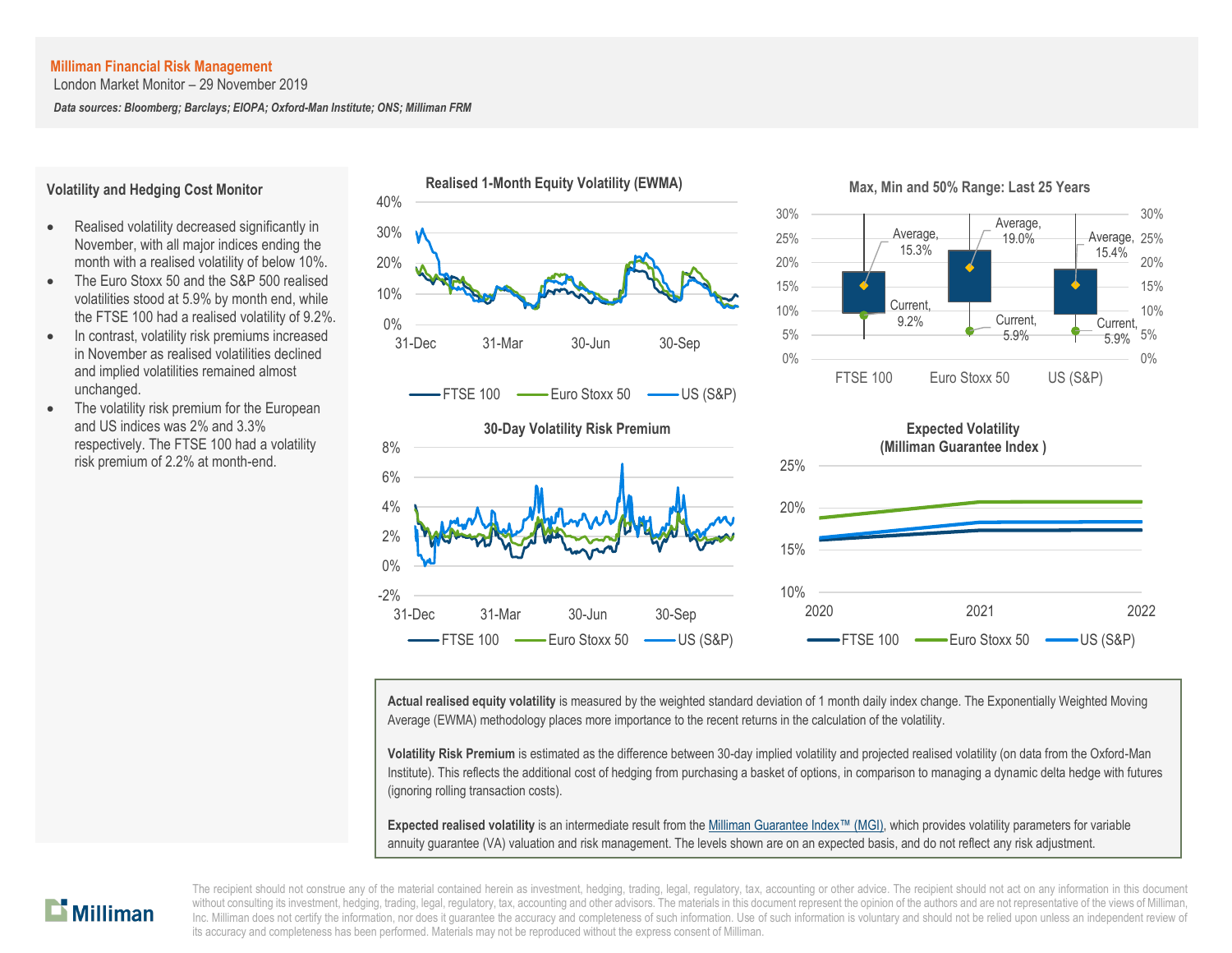**Milliman Financial Risk Management**

London Market Monitor – 29 November 2019

***Data sources: Bloomberg; Barclays; EIOPA; Oxford-Man Institute; ONS; Milliman FRM***

## Volatility and Hedging Cost Monitor

- Realised volatility decreased significantly in November, with all major indices ending the month with a realised volatility of below 10%.
- The Euro Stoxx 50 and the S&P 500 realised volatilities stood at 5.9% by month end, while the FTSE 100 had a realised volatility of 9.2%.
- In contrast, volatility risk premiums increased in November as realised volatilities declined and implied volatilities remained almost unchanged.
- The volatility risk premium for the European and US indices was 2% and 3.3% respectively. The FTSE 100 had a volatility risk premium of 2.2% at month-end.

**Realised 1-Month Equity Volatility (EWMA)**

**Max, Min and 50% Range: Last 25 Years**

| | FTSE 100 | Euro Stoxx 50 | US (S&P) |
|---|---|---|---|
| Average | 15.3% | 19.0% | 15.4% |
| Current | 9.2% | 5.9% | 5.9% |

**30-Day Volatility Risk Premium**

**Expected Volatility (Milliman Guarantee Index )**

**Actual realised equity volatility** is measured by the weighted standard deviation of 1 month daily index change. The Exponentially Weighted Moving Average (EWMA) methodology places more importance to the recent returns in the calculation of the volatility.

**Volatility Risk Premium** is estimated as the difference between 30-day implied volatility and projected realised volatility (on data from the Oxford-Man Institute). This reflects the additional cost of hedging from purchasing a basket of options, in comparison to managing a dynamic delta hedge with futures (ignoring rolling transaction costs).

**Expected realised volatility** is an intermediate result from the Milliman Guarantee Index™ (MGI), which provides volatility parameters for variable annuity guarantee (VA) valuation and risk management. The levels shown are on an expected basis, and do not reflect any risk adjustment.

The recipient should not construe any of the material contained herein as investment, hedging, trading, legal, regulatory, tax, accounting or other advice. The recipient should not act on any information in this document without consulting its investment, hedging, trading, legal, regulatory, tax, accounting and other advisors. The materials in this document represent the opinion of the authors and are not representative of the views of Milliman, Inc. Milliman does not certify the information, nor does it guarantee the accuracy and completeness of such information. Use of such information is voluntary and should not be relied upon unless an independent review of its accuracy and completeness has been performed. Materials may not be reproduced without the express consent of Milliman.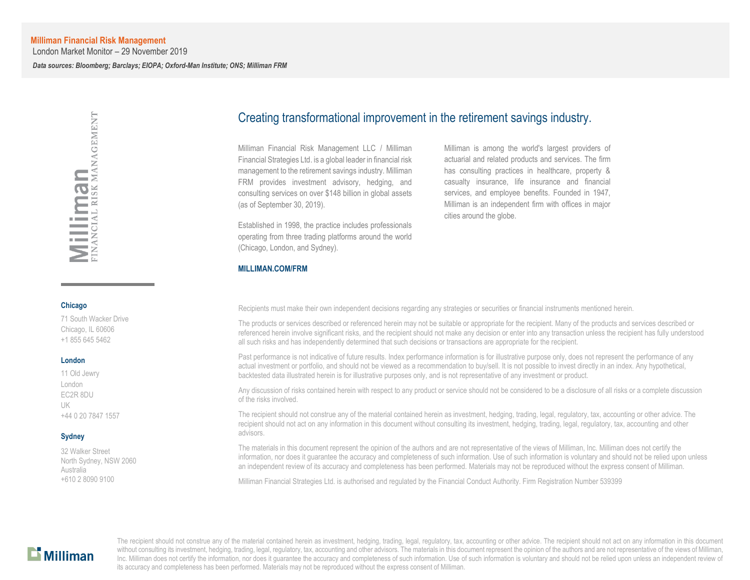## Creating transformational improvement in the retirement savings industry.

Milliman Financial Risk Management LLC / Milliman Financial Strategies Ltd. is a global leader in financial risk management to the retirement savings industry. Milliman FRM provides investment advisory, hedging, and consulting services on over $148 billion in global assets (as of September 30, 2019).

Established in 1998, the practice includes professionals operating from three trading platforms around the world (Chicago, London, and Sydney).

Milliman is among the world's largest providers of actuarial and related products and services. The firm has consulting practices in healthcare, property & casualty insurance, life insurance and financial services, and employee benefits. Founded in 1947, Milliman is an independent firm with offices in major cities around the globe.

**MILLIMAN.COM/FRM**

**Chicago**

71 South Wacker Drive
Chicago, IL 60606
+1 855 645 5462

**London**

11 Old Jewry
London
EC2R 8DU
UK
+44 0 20 7847 1557

**Sydney**

32 Walker Street
North Sydney, NSW 2060
Australia
+610 2 8090 9100

Recipients must make their own independent decisions regarding any strategies or securities or financial instruments mentioned herein.

The products or services described or referenced herein may not be suitable or appropriate for the recipient. Many of the products and services described or referenced herein involve significant risks, and the recipient should not make any decision or enter into any transaction unless the recipient has fully understood all such risks and has independently determined that such decisions or transactions are appropriate for the recipient.

Past performance is not indicative of future results. Index performance information is for illustrative purpose only, does not represent the performance of any actual investment or portfolio, and should not be viewed as a recommendation to buy/sell. It is not possible to invest directly in an index. Any hypothetical, backtested data illustrated herein is for illustrative purposes only, and is not representative of any investment or product.

Any discussion of risks contained herein with respect to any product or service should not be considered to be a disclosure of all risks or a complete discussion of the risks involved.

The recipient should not construe any of the material contained herein as investment, hedging, trading, legal, regulatory, tax, accounting or other advice. The recipient should not act on any information in this document without consulting its investment, hedging, trading, legal, regulatory, tax, accounting and other advisors.

The materials in this document represent the opinion of the authors and are not representative of the views of Milliman, Inc. Milliman does not certify the information, nor does it guarantee the accuracy and completeness of such information. Use of such information is voluntary and should not be relied upon unless an independent review of its accuracy and completeness has been performed. Materials may not be reproduced without the express consent of Milliman.

Milliman Financial Strategies Ltd. is authorised and regulated by the Financial Conduct Authority. Firm Registration Number 539399